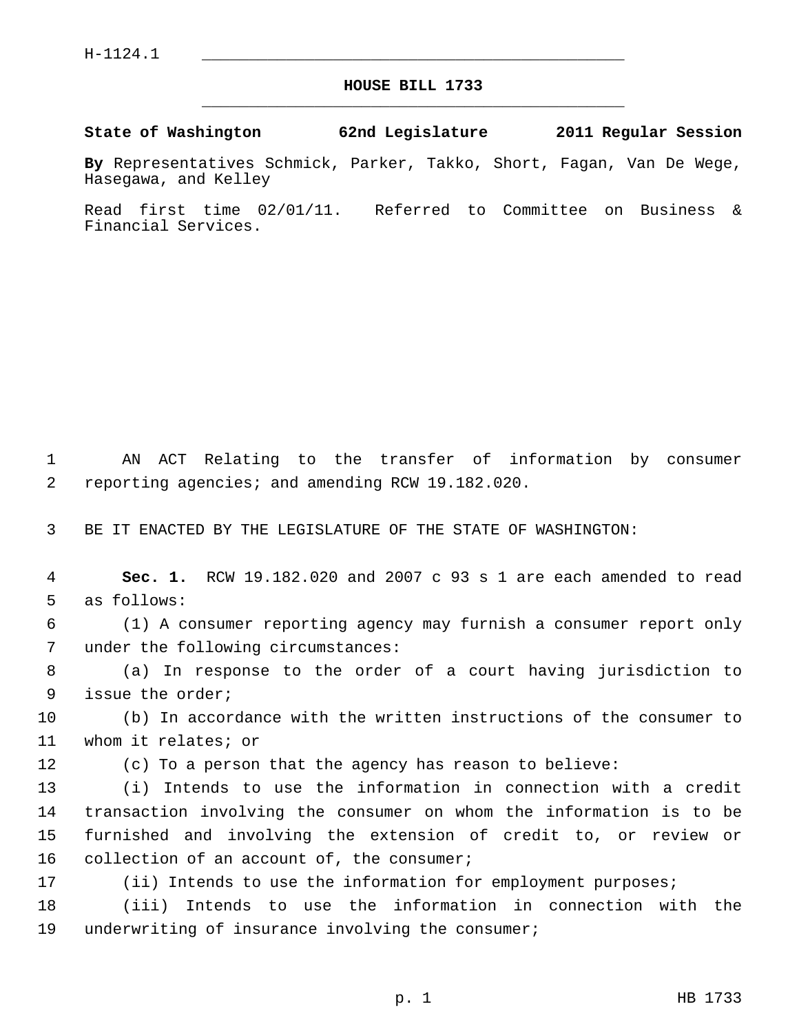H-1124.1

# HOUSE BILL 1733

**State of Washington 62nd Legislature 2011 Regular Session**

**By** Representatives Schmick, Parker, Takko, Short, Fagan, Van De Wege, Hasegawa, and Kelley

Read first time 02/01/11. Referred to Committee on Business & Financial Services.

AN ACT Relating to the transfer of information by consumer reporting agencies; and amending RCW 19.182.020.

BE IT ENACTED BY THE LEGISLATURE OF THE STATE OF WASHINGTON:

**Sec. 1.** RCW 19.182.020 and 2007 c 93 s 1 are each amended to read as follows:

(1) A consumer reporting agency may furnish a consumer report only under the following circumstances:

(a) In response to the order of a court having jurisdiction to issue the order;

(b) In accordance with the written instructions of the consumer to whom it relates; or

(c) To a person that the agency has reason to believe:

(i) Intends to use the information in connection with a credit transaction involving the consumer on whom the information is to be furnished and involving the extension of credit to, or review or collection of an account of, the consumer;

(ii) Intends to use the information for employment purposes;

(iii) Intends to use the information in connection with the underwriting of insurance involving the consumer;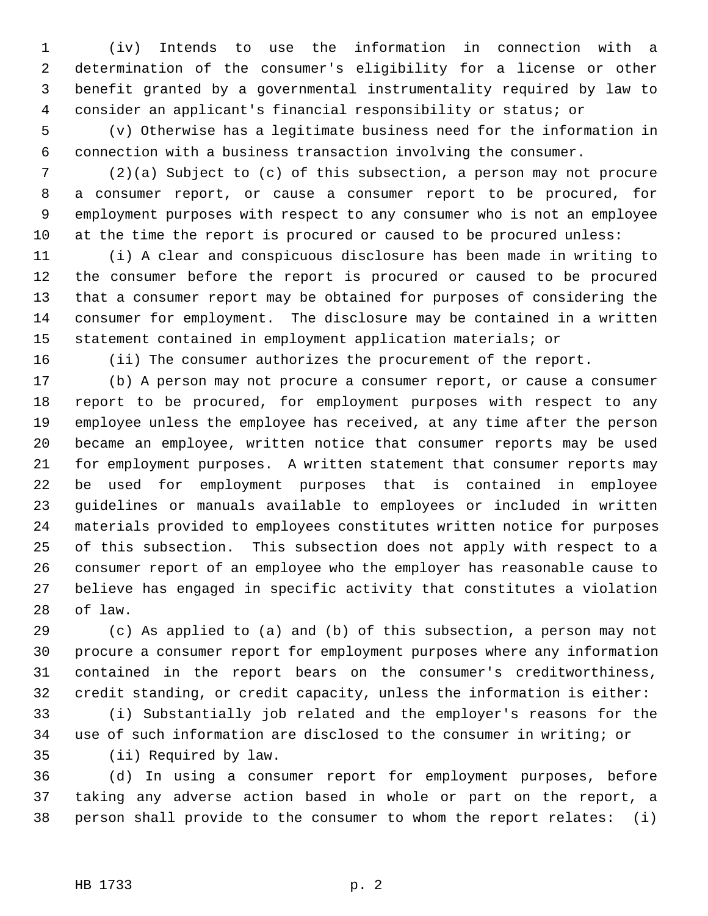(iv) Intends to use the information in connection with a determination of the consumer's eligibility for a license or other benefit granted by a governmental instrumentality required by law to consider an applicant's financial responsibility or status; or

(v) Otherwise has a legitimate business need for the information in connection with a business transaction involving the consumer.

(2)(a) Subject to (c) of this subsection, a person may not procure a consumer report, or cause a consumer report to be procured, for employment purposes with respect to any consumer who is not an employee at the time the report is procured or caused to be procured unless:

(i) A clear and conspicuous disclosure has been made in writing to the consumer before the report is procured or caused to be procured that a consumer report may be obtained for purposes of considering the consumer for employment. The disclosure may be contained in a written statement contained in employment application materials; or

(ii) The consumer authorizes the procurement of the report.

(b) A person may not procure a consumer report, or cause a consumer report to be procured, for employment purposes with respect to any employee unless the employee has received, at any time after the person became an employee, written notice that consumer reports may be used for employment purposes. A written statement that consumer reports may be used for employment purposes that is contained in employee guidelines or manuals available to employees or included in written materials provided to employees constitutes written notice for purposes of this subsection. This subsection does not apply with respect to a consumer report of an employee who the employer has reasonable cause to believe has engaged in specific activity that constitutes a violation of law.

(c) As applied to (a) and (b) of this subsection, a person may not procure a consumer report for employment purposes where any information contained in the report bears on the consumer's creditworthiness, credit standing, or credit capacity, unless the information is either:

(i) Substantially job related and the employer's reasons for the use of such information are disclosed to the consumer in writing; or

(ii) Required by law.

(d) In using a consumer report for employment purposes, before taking any adverse action based in whole or part on the report, a person shall provide to the consumer to whom the report relates: (i)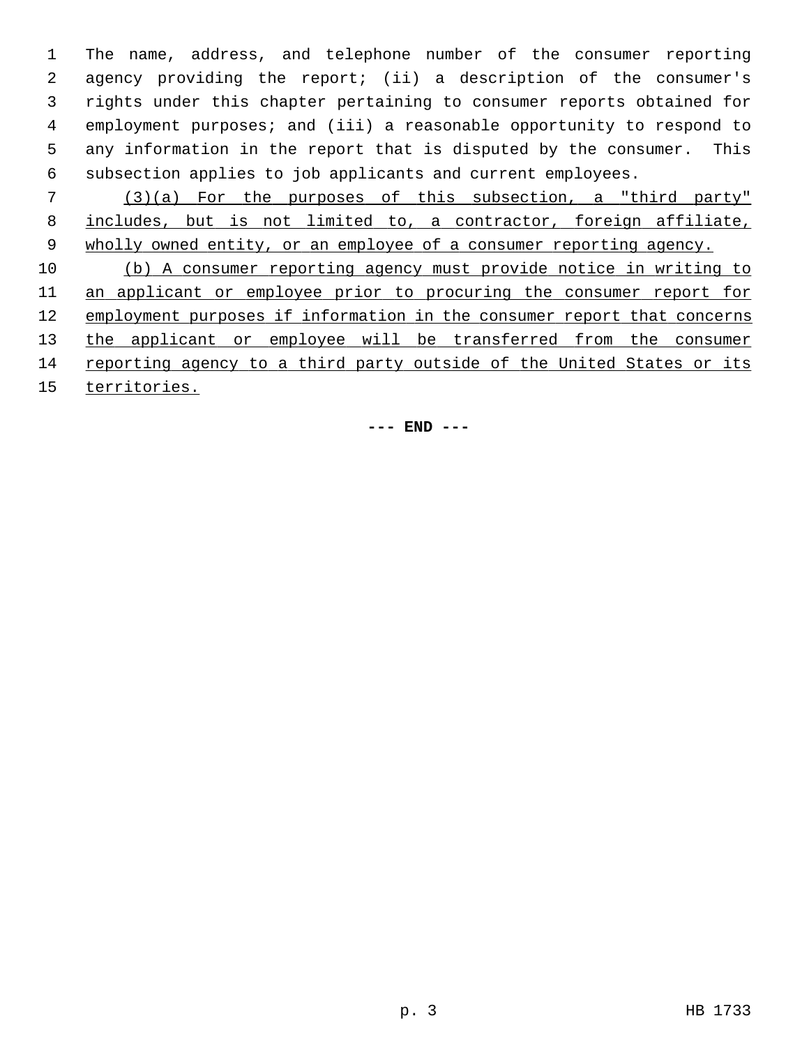The name, address, and telephone number of the consumer reporting agency providing the report; (ii) a description of the consumer's rights under this chapter pertaining to consumer reports obtained for employment purposes; and (iii) a reasonable opportunity to respond to any information in the report that is disputed by the consumer. This subsection applies to job applicants and current employees.

<u>(3)(a) For the purposes of this subsection, a "third party" includes, but is not limited to, a contractor, foreign affiliate, wholly owned entity, or an employee of a consumer reporting agency.</u>

<u>(b) A consumer reporting agency must provide notice in writing to an applicant or employee prior to procuring the consumer report for employment purposes if information in the consumer report that concerns the applicant or employee will be transferred from the consumer reporting agency to a third party outside of the United States or its territories.</u>

**--- END ---**